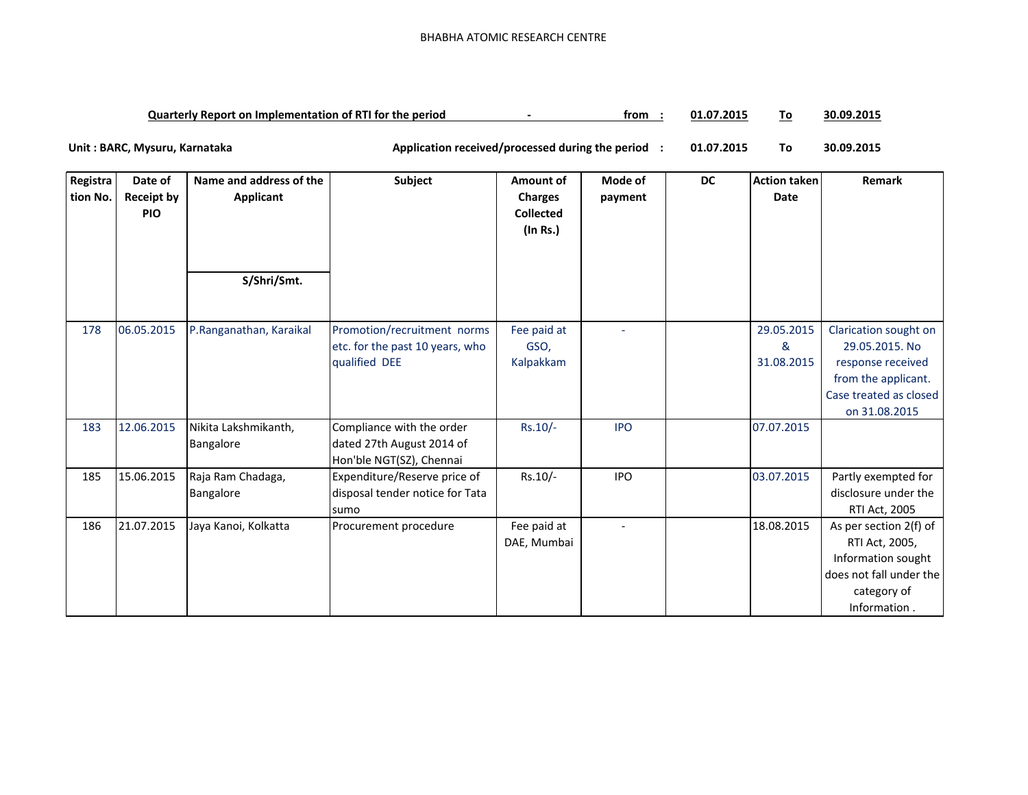BHABHA ATOMIC RESEARCH CENTRE

**Quarterly Report on Implementation of RTI for the period - from : 01.07.2015 To 30.09.2015**

**Unit : BARC, Mysuru, Karnataka** **Application received/processed during the period : 01.07.2015 To 30.09.2015**

| Registration No. | Date of Receipt by PIO | Name and address of the Applicant S/Shri/Smt. | Subject | Amount of Charges Collected (In Rs.) | Mode of payment | DC | Action taken Date | Remark |
|---|---|---|---|---|---|---|---|---|
| 178 | 06.05.2015 | P.Ranganathan, Karaikal | Promotion/recruitment norms etc. for the past 10 years, who qualified DEE | Fee paid at GSO, Kalpakkam | - | | 29.05.2015 & 31.08.2015 | Clarication sought on 29.05.2015. No response received from the applicant. Case treated as closed on 31.08.2015 |
| 183 | 12.06.2015 | Nikita Lakshmikanth, Bangalore | Compliance with the order dated 27th August 2014 of Hon'ble NGT(SZ), Chennai | Rs.10/- | IPO | | 07.07.2015 | |
| 185 | 15.06.2015 | Raja Ram Chadaga, Bangalore | Expenditure/Reserve price of disposal tender notice for Tata sumo | Rs.10/- | IPO | | 03.07.2015 | Partly exempted for disclosure under the RTI Act, 2005 |
| 186 | 21.07.2015 | Jaya Kanoi, Kolkatta | Procurement procedure | Fee paid at DAE, Mumbai | - | | 18.08.2015 | As per section 2(f) of RTI Act, 2005, Information sought does not fall under the category of Information . |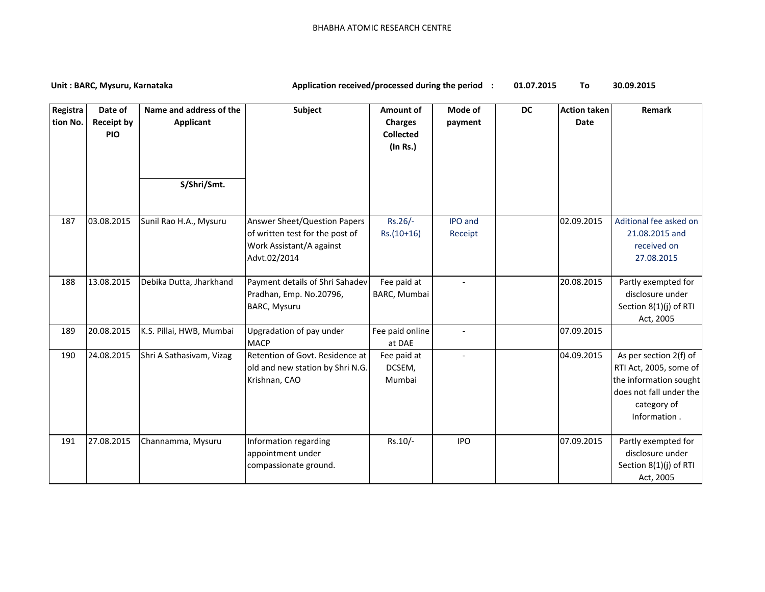BHABHA ATOMIC RESEARCH CENTRE

**Unit : BARC, Mysuru, Karnataka** **Application received/processed during the period : 01.07.2015 To 30.09.2015**

| Registration No. | Date of Receipt by PIO | Name and address of the Applicant S/Shri/Smt. | Subject | Amount of Charges Collected (In Rs.) | Mode of payment | DC | Action taken Date | Remark |
|---|---|---|---|---|---|---|---|---|
| 187 | 03.08.2015 | Sunil Rao H.A., Mysuru | Answer Sheet/Question Papers of written test for the post of Work Assistant/A against Advt.02/2014 | Rs.26/- Rs.(10+16) | IPO and Receipt | | 02.09.2015 | Aditional fee asked on 21.08.2015 and received on 27.08.2015 |
| 188 | 13.08.2015 | Debika Dutta, Jharkhand | Payment details of Shri Sahadev Pradhan, Emp. No.20796, BARC, Mysuru | Fee paid at BARC, Mumbai | - | | 20.08.2015 | Partly exempted for disclosure under Section 8(1)(j) of RTI Act, 2005 |
| 189 | 20.08.2015 | K.S. Pillai, HWB, Mumbai | Upgradation of pay under MACP | Fee paid online at DAE | - | | 07.09.2015 | |
| 190 | 24.08.2015 | Shri A Sathasivam, Vizag | Retention of Govt. Residence at old and new station by Shri N.G. Krishnan, CAO | Fee paid at DCSEM, Mumbai | - | | 04.09.2015 | As per section 2(f) of RTI Act, 2005, some of the information sought does not fall under the category of Information . |
| 191 | 27.08.2015 | Channamma, Mysuru | Information regarding appointment under compassionate ground. | Rs.10/- | IPO | | 07.09.2015 | Partly exempted for disclosure under Section 8(1)(j) of RTI Act, 2005 |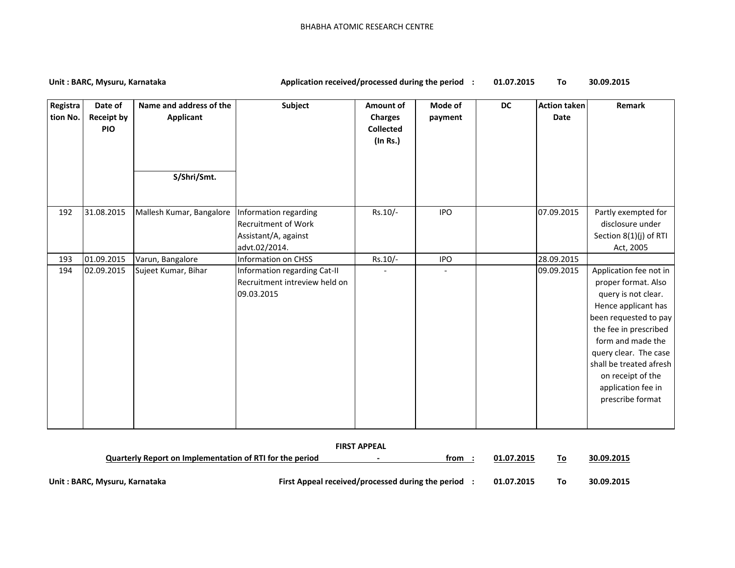BHABHA ATOMIC RESEARCH CENTRE

**Unit : BARC, Mysuru, Karnataka** **Application received/processed during the period : 01.07.2015 To 30.09.2015**

| Registration No. | Date of Receipt by PIO | Name and address of the Applicant S/Shri/Smt. | Subject | Amount of Charges Collected (In Rs.) | Mode of payment | DC | Action taken Date | Remark |
|---|---|---|---|---|---|---|---|---|
| 192 | 31.08.2015 | Mallesh Kumar, Bangalore | Information regarding Recruitment of Work Assistant/A, against advt.02/2014. | Rs.10/- | IPO | | 07.09.2015 | Partly exempted for disclosure under Section 8(1)(j) of RTI Act, 2005 |
| 193 | 01.09.2015 | Varun, Bangalore | Information on CHSS | Rs.10/- | IPO | | 28.09.2015 | |
| 194 | 02.09.2015 | Sujeet Kumar, Bihar | Information regarding Cat-II Recruitment intreview held on 09.03.2015 | - | - | | 09.09.2015 | Application fee not in proper format. Also query is not clear. Hence applicant has been requested to pay the fee in prescribed form and made the query clear. The case shall be treated afresh on receipt of the application fee in prescribe format |

**FIRST APPEAL**

**Quarterly Report on Implementation of RTI for the period - from : 01.07.2015 To 30.09.2015**

**Unit : BARC, Mysuru, Karnataka** **First Appeal received/processed during the period : 01.07.2015 To 30.09.2015**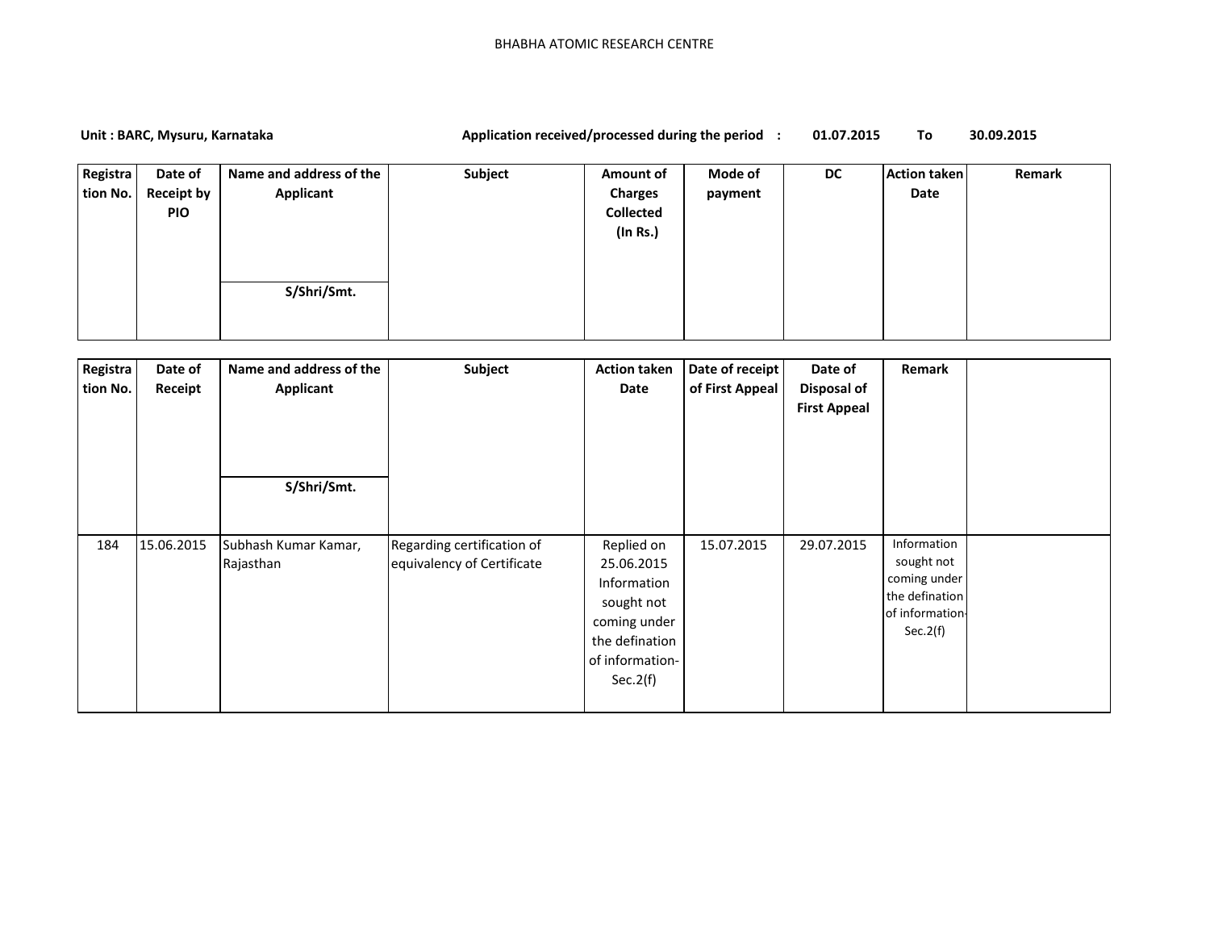BHABHA ATOMIC RESEARCH CENTRE

**Unit : BARC, Mysuru, Karnataka** **Application received/processed during the period : 01.07.2015 To 30.09.2015**

| Registration No. | Date of Receipt by PIO | Name and address of the Applicant<br>S/Shri/Smt. | Subject | Amount of Charges Collected (In Rs.) | Mode of payment | DC | Action taken Date | Remark |
|---|---|---|---|---|---|---|---|---|

| Registration No. | Date of Receipt | Name and address of the Applicant<br>S/Shri/Smt. | Subject | Action taken Date | Date of receipt of First Appeal | Date of Disposal of First Appeal | Remark | |
|---|---|---|---|---|---|---|---|---|
| 184 | 15.06.2015 | Subhash Kumar Kamar, Rajasthan | Regarding certification of equivalency of Certificate | Replied on 25.06.2015 Information sought not coming under the defination of information- Sec.2(f) | 15.07.2015 | 29.07.2015 | Information sought not coming under the defination of information- Sec.2(f) | |